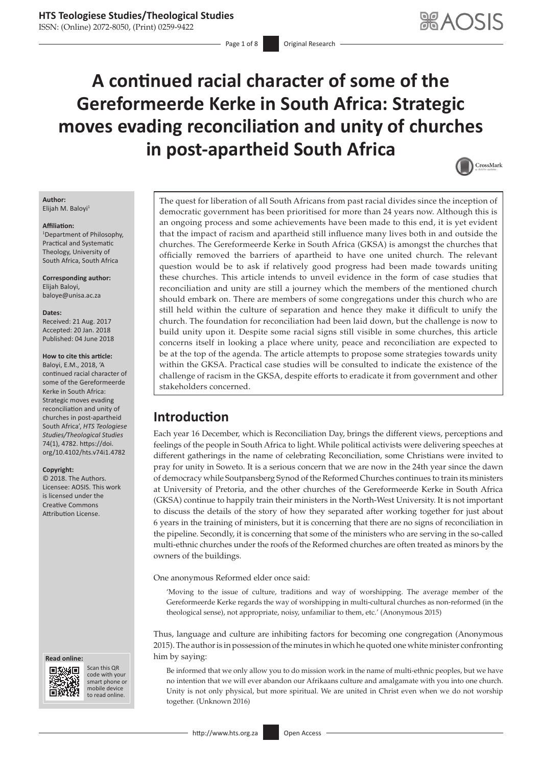# A continued racial character of some of the Gereformeerde Kerke in South Africa: Strategic moves evading reconciliation and unity of churches in post-apartheid South Africa

**Author:**
Elijah M. Baloyi[1]

**Affiliation:**
[1]Department of Philosophy, Practical and Systematic Theology, University of South Africa, South Africa

**Corresponding author:**
Elijah Baloyi,
baloye@unisa.ac.za

**Dates:**
Received: 21 Aug. 2017
Accepted: 20 Jan. 2018
Published: 04 June 2018

**How to cite this article:**
Baloyi, E.M., 2018, 'A continued racial character of some of the Gereformeerde Kerke in South Africa: Strategic moves evading reconciliation and unity of churches in post-apartheid South Africa', *HTS Teologiese Studies/Theological Studies* 74(1), 4782. https://doi.org/10.4102/hts.v74i1.4782

**Copyright:**
© 2018. The Authors. Licensee: AOSIS. This work is licensed under the Creative Commons Attribution License.

The quest for liberation of all South Africans from past racial divides since the inception of democratic government has been prioritised for more than 24 years now. Although this is an ongoing process and some achievements have been made to this end, it is yet evident that the impact of racism and apartheid still influence many lives both in and outside the churches. The Gereformeerde Kerke in South Africa (GKSA) is amongst the churches that officially removed the barriers of apartheid to have one united church. The relevant question would be to ask if relatively good progress had been made towards uniting these churches. This article intends to unveil evidence in the form of case studies that reconciliation and unity are still a journey which the members of the mentioned church should embark on. There are members of some congregations under this church who are still held within the culture of separation and hence they make it difficult to unify the church. The foundation for reconciliation had been laid down, but the challenge is now to build unity upon it. Despite some racial signs still visible in some churches, this article concerns itself in looking a place where unity, peace and reconciliation are expected to be at the top of the agenda. The article attempts to propose some strategies towards unity within the GKSA. Practical case studies will be consulted to indicate the existence of the challenge of racism in the GKSA, despite efforts to eradicate it from government and other stakeholders concerned.

## Introduction

Each year 16 December, which is Reconciliation Day, brings the different views, perceptions and feelings of the people in South Africa to light. While political activists were delivering speeches at different gatherings in the name of celebrating Reconciliation, some Christians were invited to pray for unity in Soweto. It is a serious concern that we are now in the 24th year since the dawn of democracy while Soutpansberg Synod of the Reformed Churches continues to train its ministers at University of Pretoria, and the other churches of the Gereformeerde Kerke in South Africa (GKSA) continue to happily train their ministers in the North-West University. It is not important to discuss the details of the story of how they separated after working together for just about 6 years in the training of ministers, but it is concerning that there are no signs of reconciliation in the pipeline. Secondly, it is concerning that some of the ministers who are serving in the so-called multi-ethnic churches under the roofs of the Reformed churches are often treated as minors by the owners of the buildings.

One anonymous Reformed elder once said:

> 'Moving to the issue of culture, traditions and way of worshipping. The average member of the Gereformeerde Kerke regards the way of worshipping in multi-cultural churches as non-reformed (in the theological sense), not appropriate, noisy, unfamiliar to them, etc.' (Anonymous 2015)

Thus, language and culture are inhibiting factors for becoming one congregation (Anonymous 2015). The author is in possession of the minutes in which he quoted one white minister confronting him by saying:

> Be informed that we only allow you to do mission work in the name of multi-ethnic peoples, but we have no intention that we will ever abandon our Afrikaans culture and amalgamate with you into one church. Unity is not only physical, but more spiritual. We are united in Christ even when we do not worship together. (Unknown 2016)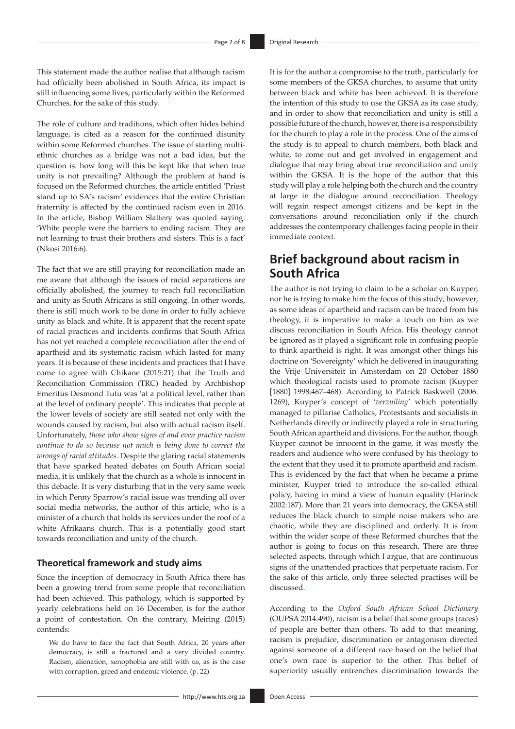This statement made the author realise that although racism had officially been abolished in South Africa, its impact is still influencing some lives, particularly within the Reformed Churches, for the sake of this study.

The role of culture and traditions, which often hides behind language, is cited as a reason for the continued disunity within some Reformed churches. The issue of starting multi-ethnic churches as a bridge was not a bad idea, but the question is: how long will this be kept like that when true unity is not prevailing? Although the problem at hand is focused on the Reformed churches, the article entitled 'Priest stand up to SA's racism' evidences that the entire Christian fraternity is affected by the continued racism even in 2016. In the article, Bishop William Slattery was quoted saying: 'White people were the barriers to ending racism. They are not learning to trust their brothers and sisters. This is a fact' (Nkosi 2016:6).

The fact that we are still praying for reconciliation made an me aware that although the issues of racial separations are officially abolished, the journey to reach full reconciliation and unity as South Africans is still ongoing. In other words, there is still much work to be done in order to fully achieve unity as black and white. It is apparent that the recent spate of racial practices and incidents confirms that South Africa has not yet reached a complete reconciliation after the end of apartheid and its systematic racism which lasted for many years. It is because of these incidents and practices that I have come to agree with Chikane (2015:21) that the Truth and Reconciliation Commission (TRC) headed by Archbishop Emeritus Desmond Tutu was 'at a political level, rather than at the level of ordinary people'. This indicates that people at the lower levels of society are still seated not only with the wounds caused by racism, but also with actual racism itself. Unfortunately, *those who show signs of and even practice racism continue to do so because not much is being done to correct the wrongs of racial attitudes*. Despite the glaring racial statements that have sparked heated debates on South African social media, it is unlikely that the church as a whole is innocent in this debacle. It is very disturbing that in the very same week in which Penny Sparrow's racial issue was trending all over social media networks, the author of this article, who is a minister of a church that holds its services under the roof of a white Afrikaans church. This is a potentially good start towards reconciliation and unity of the church.

### Theoretical framework and study aims

Since the inception of democracy in South Africa there has been a growing trend from some people that reconciliation had been achieved. This pathology, which is supported by yearly celebrations held on 16 December, is for the author a point of contestation. On the contrary, Meiring (2015) contends:

> We do have to face the fact that South Africa, 20 years after democracy, is still a fractured and a very divided country. Racism, alienation, xenophobia are still with us, as is the case with corruption, greed and endemic violence. (p. 22)

It is for the author a compromise to the truth, particularly for some members of the GKSA churches, to assume that unity between black and white has been achieved. It is therefore the intention of this study to use the GKSA as its case study, and in order to show that reconciliation and unity is still a possible future of the church, however, there is a responsibility for the church to play a role in the process. One of the aims of the study is to appeal to church members, both black and white, to come out and get involved in engagement and dialogue that may bring about true reconciliation and unity within the GKSA. It is the hope of the author that this study will play a role helping both the church and the country at large in the dialogue around reconciliation. Theology will regain respect amongst citizens and be kept in the conversations around reconciliation only if the church addresses the contemporary challenges facing people in their immediate context.

## Brief background about racism in South Africa

The author is not trying to claim to be a scholar on Kuyper, nor he is trying to make him the focus of this study; however, as some ideas of apartheid and racism can be traced from his theology, it is imperative to make a touch on him as we discuss reconciliation in South Africa. His theology cannot be ignored as it played a significant role in confusing people to think apartheid is right. It was amongst other things his doctrine on 'Sovereignty' which he delivered in inaugurating the Vrije Universiteit in Amsterdam on 20 October 1880 which theological racists used to promote racism (Kuyper [1880] 1998:467–468). According to Patrick Baskwell (2006: 1269), Kuyper's concept of '*verzuiling*' which potentially managed to pillarise Catholics, Protestsants and socialists in Netherlands directly or indirectly played a role in structuring South African apartheid and divisions. For the author, though Kuyper cannot be innocent in the game, it was mostly the readers and audience who were confused by his theology to the extent that they used it to promote apartheid and racism. This is evidenced by the fact that when he became a prime minister, Kuyper tried to introduce the so-called ethical policy, having in mind a view of human equality (Harinck 2002:187). More than 21 years into democracy, the GKSA still reduces the black church to simple noise makers who are chaotic, while they are disciplined and orderly. It is from within the wider scope of these Reformed churches that the author is going to focus on this research. There are three selected aspects, through which I argue, that are continuous signs of the unattended practices that perpetuate racism. For the sake of this article, only three selected practises will be discussed.

According to the *Oxford South African School Dictionary* (OUPSA 2014:490), racism is a belief that some groups (races) of people are better than others. To add to that meaning, racism is prejudice, discrimination or antagonism directed against someone of a different race based on the belief that one's own race is superior to the other. This belief of superiority usually entrenches discrimination towards the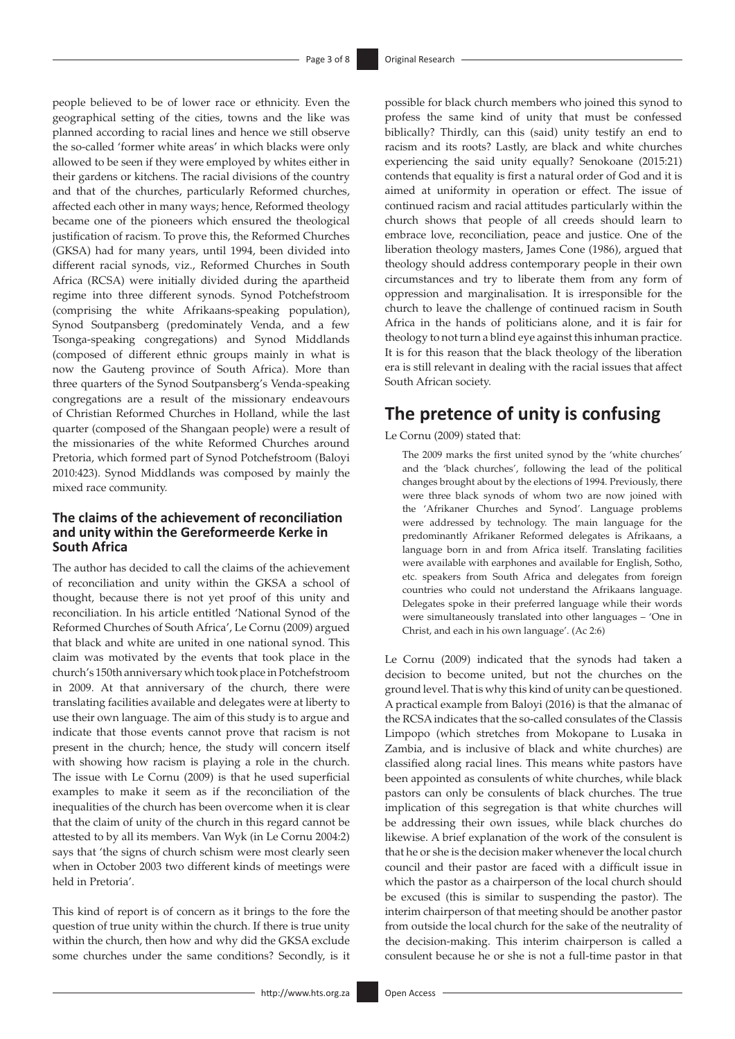people believed to be of lower race or ethnicity. Even the geographical setting of the cities, towns and the like was planned according to racial lines and hence we still observe the so-called 'former white areas' in which blacks were only allowed to be seen if they were employed by whites either in their gardens or kitchens. The racial divisions of the country and that of the churches, particularly Reformed churches, affected each other in many ways; hence, Reformed theology became one of the pioneers which ensured the theological justification of racism. To prove this, the Reformed Churches (GKSA) had for many years, until 1994, been divided into different racial synods, viz., Reformed Churches in South Africa (RCSA) were initially divided during the apartheid regime into three different synods. Synod Potchefstroom (comprising the white Afrikaans-speaking population), Synod Soutpansberg (predominately Venda, and a few Tsonga-speaking congregations) and Synod Middlands (composed of different ethnic groups mainly in what is now the Gauteng province of South Africa). More than three quarters of the Synod Soutpansberg's Venda-speaking congregations are a result of the missionary endeavours of Christian Reformed Churches in Holland, while the last quarter (composed of the Shangaan people) were a result of the missionaries of the white Reformed Churches around Pretoria, which formed part of Synod Potchefstroom (Baloyi 2010:423). Synod Middlands was composed by mainly the mixed race community.

### The claims of the achievement of reconciliation and unity within the Gereformeerde Kerke in South Africa

The author has decided to call the claims of the achievement of reconciliation and unity within the GKSA a school of thought, because there is not yet proof of this unity and reconciliation. In his article entitled 'National Synod of the Reformed Churches of South Africa', Le Cornu (2009) argued that black and white are united in one national synod. This claim was motivated by the events that took place in the church's 150th anniversary which took place in Potchefstroom in 2009. At that anniversary of the church, there were translating facilities available and delegates were at liberty to use their own language. The aim of this study is to argue and indicate that those events cannot prove that racism is not present in the church; hence, the study will concern itself with showing how racism is playing a role in the church. The issue with Le Cornu (2009) is that he used superficial examples to make it seem as if the reconciliation of the inequalities of the church has been overcome when it is clear that the claim of unity of the church in this regard cannot be attested to by all its members. Van Wyk (in Le Cornu 2004:2) says that 'the signs of church schism were most clearly seen when in October 2003 two different kinds of meetings were held in Pretoria'.

This kind of report is of concern as it brings to the fore the question of true unity within the church. If there is true unity within the church, then how and why did the GKSA exclude some churches under the same conditions? Secondly, is it possible for black church members who joined this synod to profess the same kind of unity that must be confessed biblically? Thirdly, can this (said) unity testify an end to racism and its roots? Lastly, are black and white churches experiencing the said unity equally? Senokoane (2015:21) contends that equality is first a natural order of God and it is aimed at uniformity in operation or effect. The issue of continued racism and racial attitudes particularly within the church shows that people of all creeds should learn to embrace love, reconciliation, peace and justice. One of the liberation theology masters, James Cone (1986), argued that theology should address contemporary people in their own circumstances and try to liberate them from any form of oppression and marginalisation. It is irresponsible for the church to leave the challenge of continued racism in South Africa in the hands of politicians alone, and it is fair for theology to not turn a blind eye against this inhuman practice. It is for this reason that the black theology of the liberation era is still relevant in dealing with the racial issues that affect South African society.

## The pretence of unity is confusing

Le Cornu (2009) stated that:

> The 2009 marks the first united synod by the 'white churches' and the 'black churches', following the lead of the political changes brought about by the elections of 1994. Previously, there were three black synods of whom two are now joined with the 'Afrikaner Churches and Synod'. Language problems were addressed by technology. The main language for the predominantly Afrikaner Reformed delegates is Afrikaans, a language born in and from Africa itself. Translating facilities were available with earphones and available for English, Sotho, etc. speakers from South Africa and delegates from foreign countries who could not understand the Afrikaans language. Delegates spoke in their preferred language while their words were simultaneously translated into other languages – 'One in Christ, and each in his own language'. (Ac 2:6)

Le Cornu (2009) indicated that the synods had taken a decision to become united, but not the churches on the ground level. That is why this kind of unity can be questioned. A practical example from Baloyi (2016) is that the almanac of the RCSA indicates that the so-called consulates of the Classis Limpopo (which stretches from Mokopane to Lusaka in Zambia, and is inclusive of black and white churches) are classified along racial lines. This means white pastors have been appointed as consulents of white churches, while black pastors can only be consulents of black churches. The true implication of this segregation is that white churches will be addressing their own issues, while black churches do likewise. A brief explanation of the work of the consulent is that he or she is the decision maker whenever the local church council and their pastor are faced with a difficult issue in which the pastor as a chairperson of the local church should be excused (this is similar to suspending the pastor). The interim chairperson of that meeting should be another pastor from outside the local church for the sake of the neutrality of the decision-making. This interim chairperson is called a consulent because he or she is not a full-time pastor in that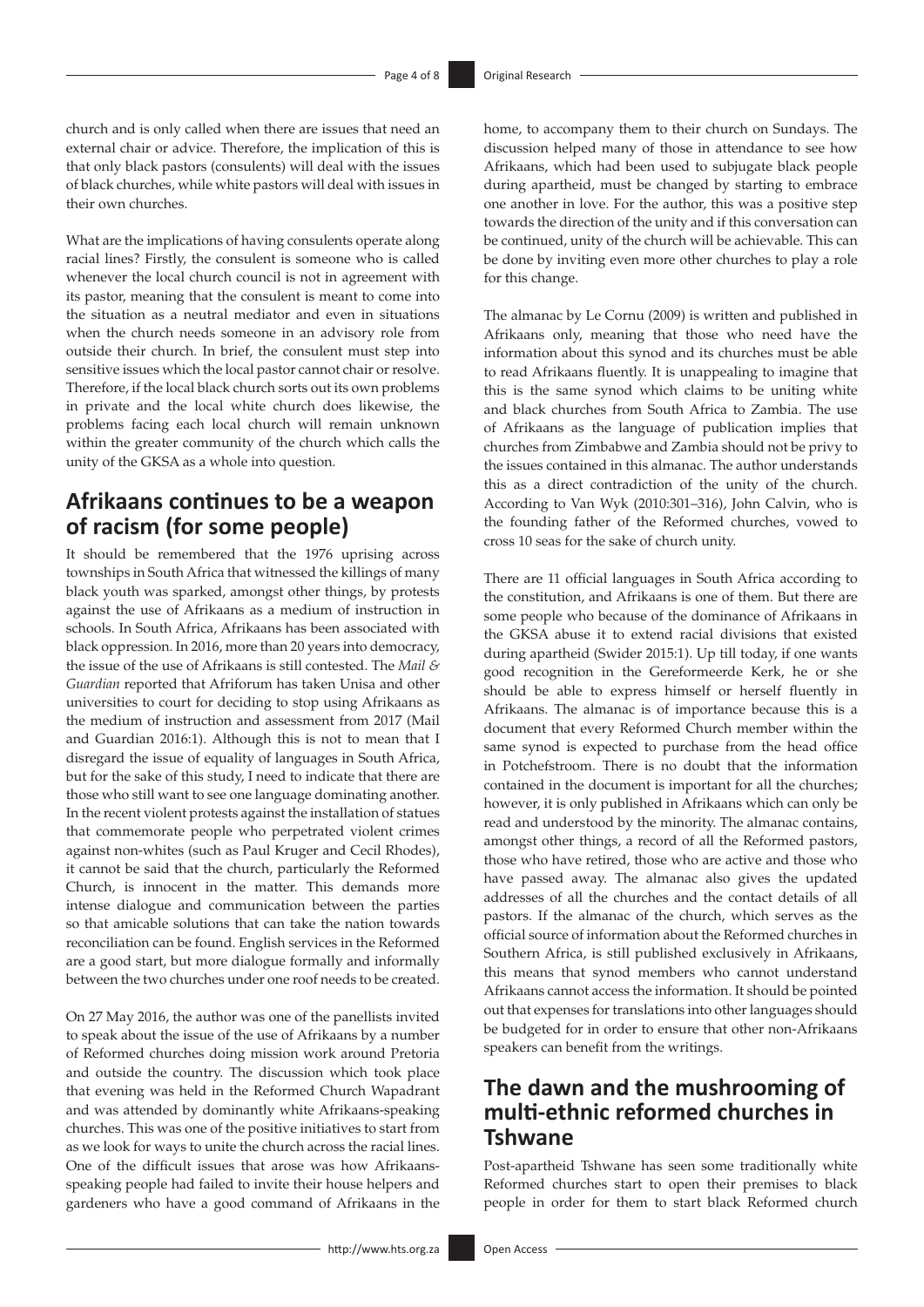church and is only called when there are issues that need an external chair or advice. Therefore, the implication of this is that only black pastors (consulents) will deal with the issues of black churches, while white pastors will deal with issues in their own churches.

What are the implications of having consulents operate along racial lines? Firstly, the consulent is someone who is called whenever the local church council is not in agreement with its pastor, meaning that the consulent is meant to come into the situation as a neutral mediator and even in situations when the church needs someone in an advisory role from outside their church. In brief, the consulent must step into sensitive issues which the local pastor cannot chair or resolve. Therefore, if the local black church sorts out its own problems in private and the local white church does likewise, the problems facing each local church will remain unknown within the greater community of the church which calls the unity of the GKSA as a whole into question.

## Afrikaans continues to be a weapon of racism (for some people)

It should be remembered that the 1976 uprising across townships in South Africa that witnessed the killings of many black youth was sparked, amongst other things, by protests against the use of Afrikaans as a medium of instruction in schools. In South Africa, Afrikaans has been associated with black oppression. In 2016, more than 20 years into democracy, the issue of the use of Afrikaans is still contested. The *Mail & Guardian* reported that Afriforum has taken Unisa and other universities to court for deciding to stop using Afrikaans as the medium of instruction and assessment from 2017 (Mail and Guardian 2016:1). Although this is not to mean that I disregard the issue of equality of languages in South Africa, but for the sake of this study, I need to indicate that there are those who still want to see one language dominating another. In the recent violent protests against the installation of statues that commemorate people who perpetrated violent crimes against non-whites (such as Paul Kruger and Cecil Rhodes), it cannot be said that the church, particularly the Reformed Church, is innocent in the matter. This demands more intense dialogue and communication between the parties so that amicable solutions that can take the nation towards reconciliation can be found. English services in the Reformed are a good start, but more dialogue formally and informally between the two churches under one roof needs to be created.

On 27 May 2016, the author was one of the panellists invited to speak about the issue of the use of Afrikaans by a number of Reformed churches doing mission work around Pretoria and outside the country. The discussion which took place that evening was held in the Reformed Church Wapadrant and was attended by dominantly white Afrikaans-speaking churches. This was one of the positive initiatives to start from as we look for ways to unite the church across the racial lines. One of the difficult issues that arose was how Afrikaans-speaking people had failed to invite their house helpers and gardeners who have a good command of Afrikaans in the home, to accompany them to their church on Sundays. The discussion helped many of those in attendance to see how Afrikaans, which had been used to subjugate black people during apartheid, must be changed by starting to embrace one another in love. For the author, this was a positive step towards the direction of the unity and if this conversation can be continued, unity of the church will be achievable. This can be done by inviting even more other churches to play a role for this change.

The almanac by Le Cornu (2009) is written and published in Afrikaans only, meaning that those who need have the information about this synod and its churches must be able to read Afrikaans fluently. It is unappealing to imagine that this is the same synod which claims to be uniting white and black churches from South Africa to Zambia. The use of Afrikaans as the language of publication implies that churches from Zimbabwe and Zambia should not be privy to the issues contained in this almanac. The author understands this as a direct contradiction of the unity of the church. According to Van Wyk (2010:301–316), John Calvin, who is the founding father of the Reformed churches, vowed to cross 10 seas for the sake of church unity.

There are 11 official languages in South Africa according to the constitution, and Afrikaans is one of them. But there are some people who because of the dominance of Afrikaans in the GKSA abuse it to extend racial divisions that existed during apartheid (Swider 2015:1). Up till today, if one wants good recognition in the Gereformeerde Kerk, he or she should be able to express himself or herself fluently in Afrikaans. The almanac is of importance because this is a document that every Reformed Church member within the same synod is expected to purchase from the head office in Potchefstroom. There is no doubt that the information contained in the document is important for all the churches; however, it is only published in Afrikaans which can only be read and understood by the minority. The almanac contains, amongst other things, a record of all the Reformed pastors, those who have retired, those who are active and those who have passed away. The almanac also gives the updated addresses of all the churches and the contact details of all pastors. If the almanac of the church, which serves as the official source of information about the Reformed churches in Southern Africa, is still published exclusively in Afrikaans, this means that synod members who cannot understand Afrikaans cannot access the information. It should be pointed out that expenses for translations into other languages should be budgeted for in order to ensure that other non-Afrikaans speakers can benefit from the writings.

## The dawn and the mushrooming of multi-ethnic reformed churches in Tshwane

Post-apartheid Tshwane has seen some traditionally white Reformed churches start to open their premises to black people in order for them to start black Reformed church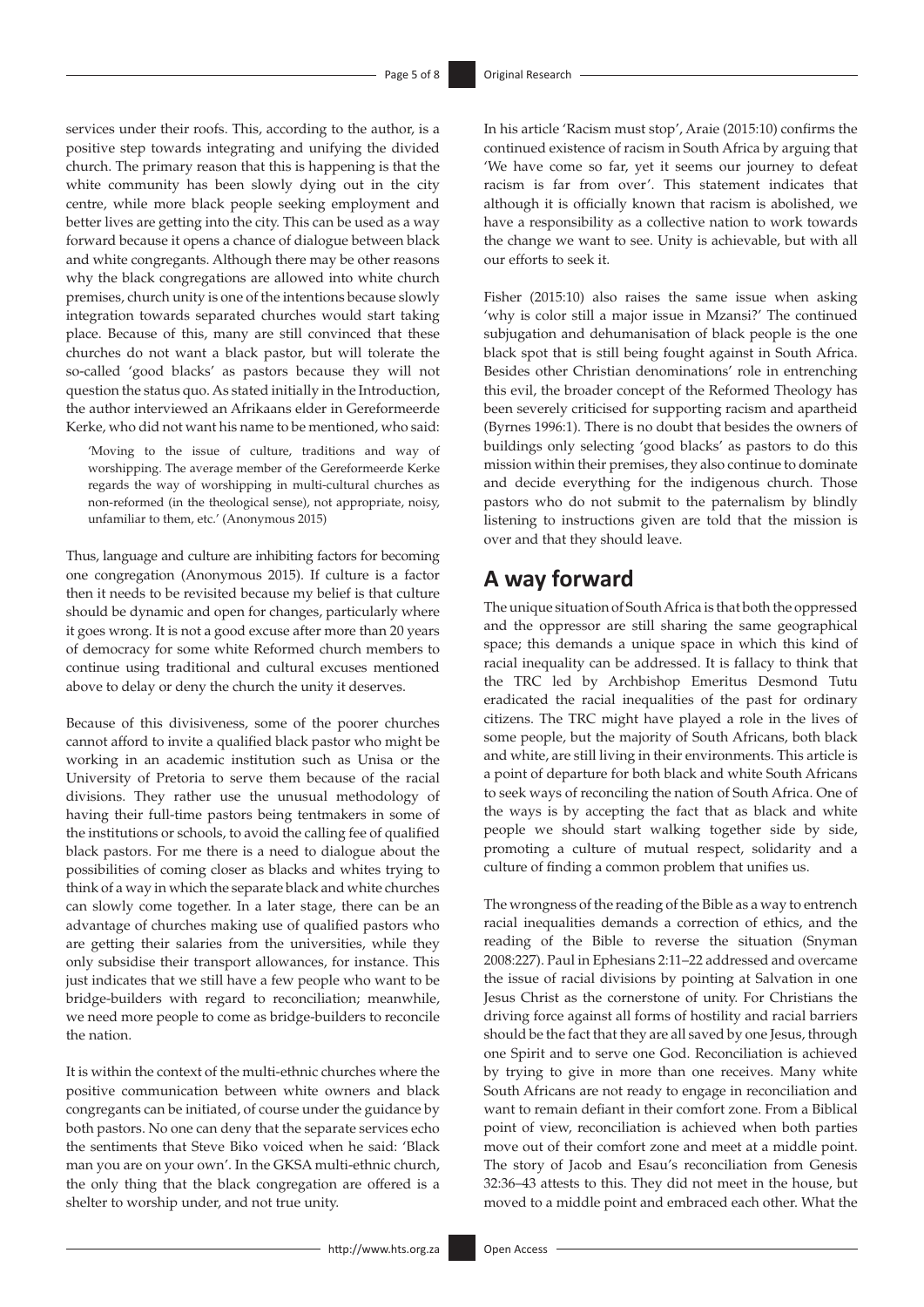services under their roofs. This, according to the author, is a positive step towards integrating and unifying the divided church. The primary reason that this is happening is that the white community has been slowly dying out in the city centre, while more black people seeking employment and better lives are getting into the city. This can be used as a way forward because it opens a chance of dialogue between black and white congregants. Although there may be other reasons why the black congregations are allowed into white church premises, church unity is one of the intentions because slowly integration towards separated churches would start taking place. Because of this, many are still convinced that these churches do not want a black pastor, but will tolerate the so-called 'good blacks' as pastors because they will not question the status quo. As stated initially in the Introduction, the author interviewed an Afrikaans elder in Gereformeerde Kerke, who did not want his name to be mentioned, who said:

> 'Moving to the issue of culture, traditions and way of worshipping. The average member of the Gereformeerde Kerke regards the way of worshipping in multi-cultural churches as non-reformed (in the theological sense), not appropriate, noisy, unfamiliar to them, etc.' (Anonymous 2015)

Thus, language and culture are inhibiting factors for becoming one congregation (Anonymous 2015). If culture is a factor then it needs to be revisited because my belief is that culture should be dynamic and open for changes, particularly where it goes wrong. It is not a good excuse after more than 20 years of democracy for some white Reformed church members to continue using traditional and cultural excuses mentioned above to delay or deny the church the unity it deserves.

Because of this divisiveness, some of the poorer churches cannot afford to invite a qualified black pastor who might be working in an academic institution such as Unisa or the University of Pretoria to serve them because of the racial divisions. They rather use the unusual methodology of having their full-time pastors being tentmakers in some of the institutions or schools, to avoid the calling fee of qualified black pastors. For me there is a need to dialogue about the possibilities of coming closer as blacks and whites trying to think of a way in which the separate black and white churches can slowly come together. In a later stage, there can be an advantage of churches making use of qualified pastors who are getting their salaries from the universities, while they only subsidise their transport allowances, for instance. This just indicates that we still have a few people who want to be bridge-builders with regard to reconciliation; meanwhile, we need more people to come as bridge-builders to reconcile the nation.

It is within the context of the multi-ethnic churches where the positive communication between white owners and black congregants can be initiated, of course under the guidance by both pastors. No one can deny that the separate services echo the sentiments that Steve Biko voiced when he said: 'Black man you are on your own'. In the GKSA multi-ethnic church, the only thing that the black congregation are offered is a shelter to worship under, and not true unity.

In his article 'Racism must stop', Araie (2015:10) confirms the continued existence of racism in South Africa by arguing that 'We have come so far, yet it seems our journey to defeat racism is far from over'. This statement indicates that although it is officially known that racism is abolished, we have a responsibility as a collective nation to work towards the change we want to see. Unity is achievable, but with all our efforts to seek it.

Fisher (2015:10) also raises the same issue when asking 'why is color still a major issue in Mzansi?' The continued subjugation and dehumanisation of black people is the one black spot that is still being fought against in South Africa. Besides other Christian denominations' role in entrenching this evil, the broader concept of the Reformed Theology has been severely criticised for supporting racism and apartheid (Byrnes 1996:1). There is no doubt that besides the owners of buildings only selecting 'good blacks' as pastors to do this mission within their premises, they also continue to dominate and decide everything for the indigenous church. Those pastors who do not submit to the paternalism by blindly listening to instructions given are told that the mission is over and that they should leave.

## A way forward

The unique situation of South Africa is that both the oppressed and the oppressor are still sharing the same geographical space; this demands a unique space in which this kind of racial inequality can be addressed. It is fallacy to think that the TRC led by Archbishop Emeritus Desmond Tutu eradicated the racial inequalities of the past for ordinary citizens. The TRC might have played a role in the lives of some people, but the majority of South Africans, both black and white, are still living in their environments. This article is a point of departure for both black and white South Africans to seek ways of reconciling the nation of South Africa. One of the ways is by accepting the fact that as black and white people we should start walking together side by side, promoting a culture of mutual respect, solidarity and a culture of finding a common problem that unifies us.

The wrongness of the reading of the Bible as a way to entrench racial inequalities demands a correction of ethics, and the reading of the Bible to reverse the situation (Snyman 2008:227). Paul in Ephesians 2:11–22 addressed and overcame the issue of racial divisions by pointing at Salvation in one Jesus Christ as the cornerstone of unity. For Christians the driving force against all forms of hostility and racial barriers should be the fact that they are all saved by one Jesus, through one Spirit and to serve one God. Reconciliation is achieved by trying to give in more than one receives. Many white South Africans are not ready to engage in reconciliation and want to remain defiant in their comfort zone. From a Biblical point of view, reconciliation is achieved when both parties move out of their comfort zone and meet at a middle point. The story of Jacob and Esau's reconciliation from Genesis 32:36–43 attests to this. They did not meet in the house, but moved to a middle point and embraced each other. What the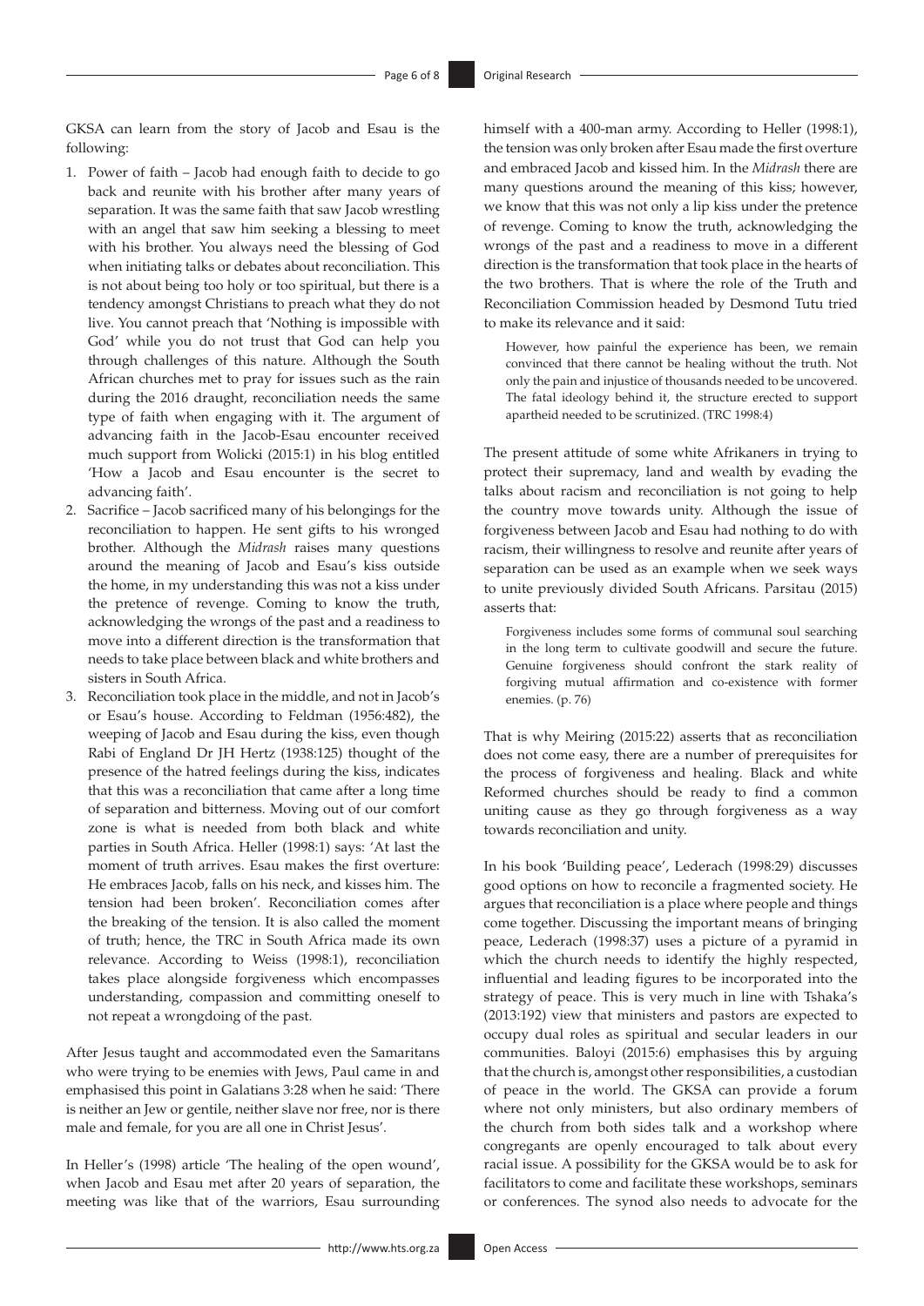GKSA can learn from the story of Jacob and Esau is the following:

1. Power of faith – Jacob had enough faith to decide to go back and reunite with his brother after many years of separation. It was the same faith that saw Jacob wrestling with an angel that saw him seeking a blessing to meet with his brother. You always need the blessing of God when initiating talks or debates about reconciliation. This is not about being too holy or too spiritual, but there is a tendency amongst Christians to preach what they do not live. You cannot preach that 'Nothing is impossible with God' while you do not trust that God can help you through challenges of this nature. Although the South African churches met to pray for issues such as the rain during the 2016 draught, reconciliation needs the same type of faith when engaging with it. The argument of advancing faith in the Jacob-Esau encounter received much support from Wolicki (2015:1) in his blog entitled 'How a Jacob and Esau encounter is the secret to advancing faith'.
2. Sacrifice – Jacob sacrificed many of his belongings for the reconciliation to happen. He sent gifts to his wronged brother. Although the *Midrash* raises many questions around the meaning of Jacob and Esau's kiss outside the home, in my understanding this was not a kiss under the pretence of revenge. Coming to know the truth, acknowledging the wrongs of the past and a readiness to move into a different direction is the transformation that needs to take place between black and white brothers and sisters in South Africa.
3. Reconciliation took place in the middle, and not in Jacob's or Esau's house. According to Feldman (1956:482), the weeping of Jacob and Esau during the kiss, even though Rabi of England Dr JH Hertz (1938:125) thought of the presence of the hatred feelings during the kiss, indicates that this was a reconciliation that came after a long time of separation and bitterness. Moving out of our comfort zone is what is needed from both black and white parties in South Africa. Heller (1998:1) says: 'At last the moment of truth arrives. Esau makes the first overture: He embraces Jacob, falls on his neck, and kisses him. The tension had been broken'. Reconciliation comes after the breaking of the tension. It is also called the moment of truth; hence, the TRC in South Africa made its own relevance. According to Weiss (1998:1), reconciliation takes place alongside forgiveness which encompasses understanding, compassion and committing oneself to not repeat a wrongdoing of the past.

After Jesus taught and accommodated even the Samaritans who were trying to be enemies with Jews, Paul came in and emphasised this point in Galatians 3:28 when he said: 'There is neither an Jew or gentile, neither slave nor free, nor is there male and female, for you are all one in Christ Jesus'.

In Heller's (1998) article 'The healing of the open wound', when Jacob and Esau met after 20 years of separation, the meeting was like that of the warriors, Esau surrounding himself with a 400-man army. According to Heller (1998:1), the tension was only broken after Esau made the first overture and embraced Jacob and kissed him. In the *Midrash* there are many questions around the meaning of this kiss; however, we know that this was not only a lip kiss under the pretence of revenge. Coming to know the truth, acknowledging the wrongs of the past and a readiness to move in a different direction is the transformation that took place in the hearts of the two brothers. That is where the role of the Truth and Reconciliation Commission headed by Desmond Tutu tried to make its relevance and it said:

> However, how painful the experience has been, we remain convinced that there cannot be healing without the truth. Not only the pain and injustice of thousands needed to be uncovered. The fatal ideology behind it, the structure erected to support apartheid needed to be scrutinized. (TRC 1998:4)

The present attitude of some white Afrikaners in trying to protect their supremacy, land and wealth by evading the talks about racism and reconciliation is not going to help the country move towards unity. Although the issue of forgiveness between Jacob and Esau had nothing to do with racism, their willingness to resolve and reunite after years of separation can be used as an example when we seek ways to unite previously divided South Africans. Parsitau (2015) asserts that:

> Forgiveness includes some forms of communal soul searching in the long term to cultivate goodwill and secure the future. Genuine forgiveness should confront the stark reality of forgiving mutual affirmation and co-existence with former enemies. (p. 76)

That is why Meiring (2015:22) asserts that as reconciliation does not come easy, there are a number of prerequisites for the process of forgiveness and healing. Black and white Reformed churches should be ready to find a common uniting cause as they go through forgiveness as a way towards reconciliation and unity.

In his book 'Building peace', Lederach (1998:29) discusses good options on how to reconcile a fragmented society. He argues that reconciliation is a place where people and things come together. Discussing the important means of bringing peace, Lederach (1998:37) uses a picture of a pyramid in which the church needs to identify the highly respected, influential and leading figures to be incorporated into the strategy of peace. This is very much in line with Tshaka's (2013:192) view that ministers and pastors are expected to occupy dual roles as spiritual and secular leaders in our communities. Baloyi (2015:6) emphasises this by arguing that the church is, amongst other responsibilities, a custodian of peace in the world. The GKSA can provide a forum where not only ministers, but also ordinary members of the church from both sides talk and a workshop where congregants are openly encouraged to talk about every racial issue. A possibility for the GKSA would be to ask for facilitators to come and facilitate these workshops, seminars or conferences. The synod also needs to advocate for the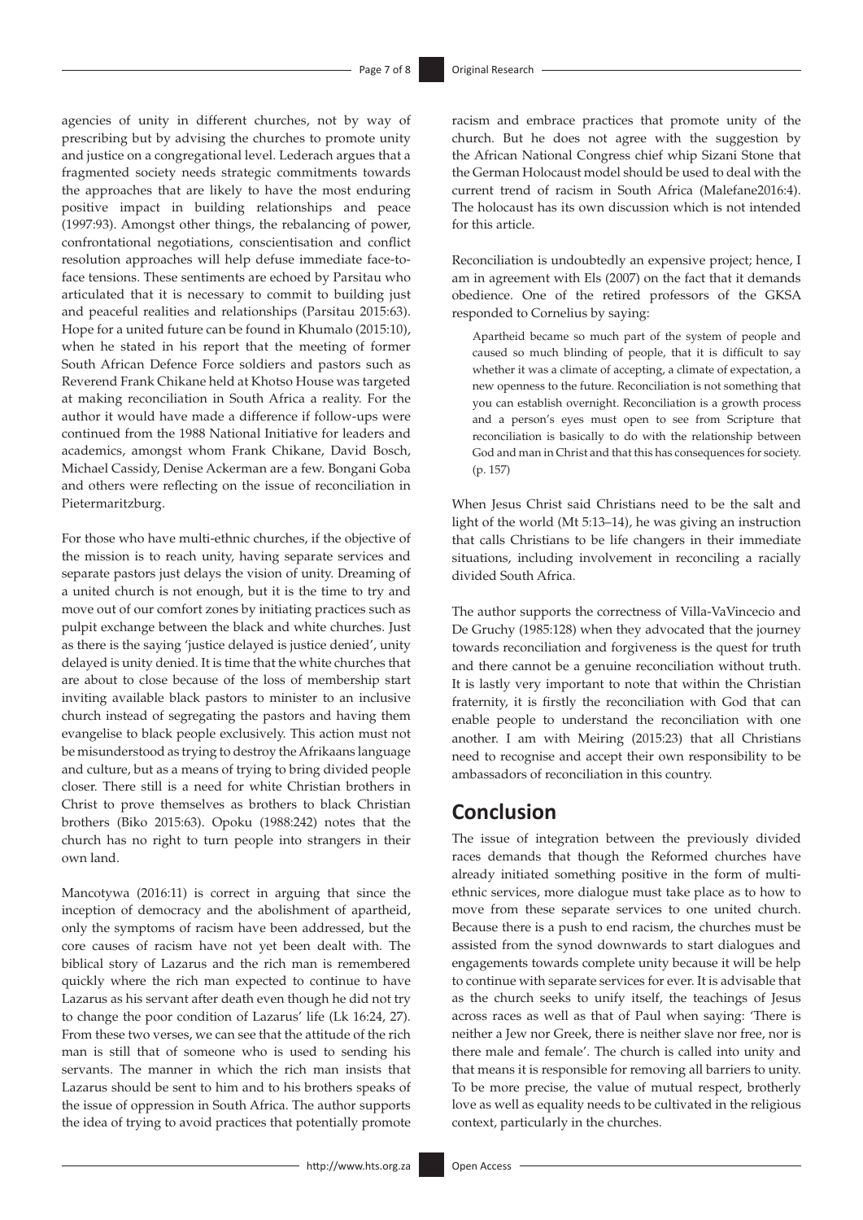agencies of unity in different churches, not by way of prescribing but by advising the churches to promote unity and justice on a congregational level. Lederach argues that a fragmented society needs strategic commitments towards the approaches that are likely to have the most enduring positive impact in building relationships and peace (1997:93). Amongst other things, the rebalancing of power, confrontational negotiations, conscientisation and conflict resolution approaches will help defuse immediate face-to-face tensions. These sentiments are echoed by Parsitau who articulated that it is necessary to commit to building just and peaceful realities and relationships (Parsitau 2015:63). Hope for a united future can be found in Khumalo (2015:10), when he stated in his report that the meeting of former South African Defence Force soldiers and pastors such as Reverend Frank Chikane held at Khotso House was targeted at making reconciliation in South Africa a reality. For the author it would have made a difference if follow-ups were continued from the 1988 National Initiative for leaders and academics, amongst whom Frank Chikane, David Bosch, Michael Cassidy, Denise Ackerman are a few. Bongani Goba and others were reflecting on the issue of reconciliation in Pietermaritzburg.

For those who have multi-ethnic churches, if the objective of the mission is to reach unity, having separate services and separate pastors just delays the vision of unity. Dreaming of a united church is not enough, but it is the time to try and move out of our comfort zones by initiating practices such as pulpit exchange between the black and white churches. Just as there is the saying 'justice delayed is justice denied', unity delayed is unity denied. It is time that the white churches that are about to close because of the loss of membership start inviting available black pastors to minister to an inclusive church instead of segregating the pastors and having them evangelise to black people exclusively. This action must not be misunderstood as trying to destroy the Afrikaans language and culture, but as a means of trying to bring divided people closer. There still is a need for white Christian brothers in Christ to prove themselves as brothers to black Christian brothers (Biko 2015:63). Opoku (1988:242) notes that the church has no right to turn people into strangers in their own land.

Mancotywa (2016:11) is correct in arguing that since the inception of democracy and the abolishment of apartheid, only the symptoms of racism have been addressed, but the core causes of racism have not yet been dealt with. The biblical story of Lazarus and the rich man is remembered quickly where the rich man expected to continue to have Lazarus as his servant after death even though he did not try to change the poor condition of Lazarus' life (Lk 16:24, 27). From these two verses, we can see that the attitude of the rich man is still that of someone who is used to sending his servants. The manner in which the rich man insists that Lazarus should be sent to him and to his brothers speaks of the issue of oppression in South Africa. The author supports the idea of trying to avoid practices that potentially promote racism and embrace practices that promote unity of the church. But he does not agree with the suggestion by the African National Congress chief whip Sizani Stone that the German Holocaust model should be used to deal with the current trend of racism in South Africa (Malefane2016:4). The holocaust has its own discussion which is not intended for this article.

Reconciliation is undoubtedly an expensive project; hence, I am in agreement with Els (2007) on the fact that it demands obedience. One of the retired professors of the GKSA responded to Cornelius by saying:

> Apartheid became so much part of the system of people and caused so much blinding of people, that it is difficult to say whether it was a climate of accepting, a climate of expectation, a new openness to the future. Reconciliation is not something that you can establish overnight. Reconciliation is a growth process and a person's eyes must open to see from Scripture that reconciliation is basically to do with the relationship between God and man in Christ and that this has consequences for society. (p. 157)

When Jesus Christ said Christians need to be the salt and light of the world (Mt 5:13–14), he was giving an instruction that calls Christians to be life changers in their immediate situations, including involvement in reconciling a racially divided South Africa.

The author supports the correctness of Villa-VaVincecio and De Gruchy (1985:128) when they advocated that the journey towards reconciliation and forgiveness is the quest for truth and there cannot be a genuine reconciliation without truth. It is lastly very important to note that within the Christian fraternity, it is firstly the reconciliation with God that can enable people to understand the reconciliation with one another. I am with Meiring (2015:23) that all Christians need to recognise and accept their own responsibility to be ambassadors of reconciliation in this country.

## Conclusion

The issue of integration between the previously divided races demands that though the Reformed churches have already initiated something positive in the form of multi-ethnic services, more dialogue must take place as to how to move from these separate services to one united church. Because there is a push to end racism, the churches must be assisted from the synod downwards to start dialogues and engagements towards complete unity because it will be help to continue with separate services for ever. It is advisable that as the church seeks to unify itself, the teachings of Jesus across races as well as that of Paul when saying: 'There is neither a Jew nor Greek, there is neither slave nor free, nor is there male and female'. The church is called into unity and that means it is responsible for removing all barriers to unity. To be more precise, the value of mutual respect, brotherly love as well as equality needs to be cultivated in the religious context, particularly in the churches.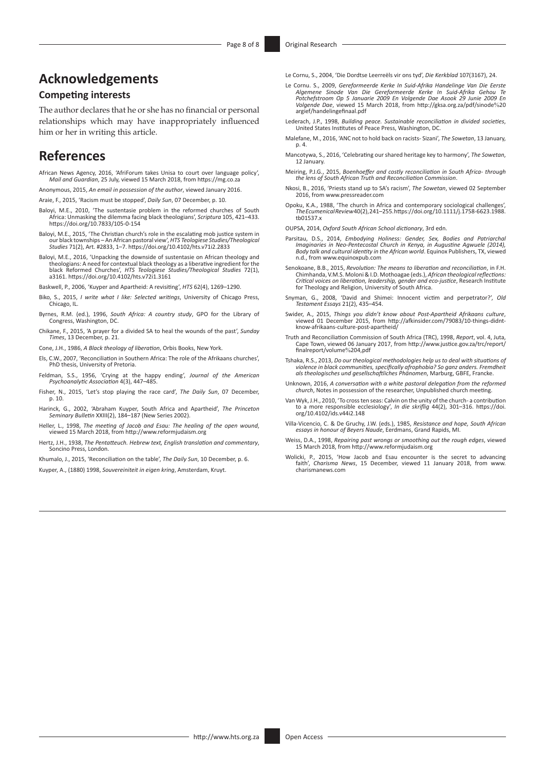# Acknowledgements

## Competing interests

The author declares that he or she has no financial or personal relationships which may have inappropriately influenced him or her in writing this article.

# References

African News Agency, 2016, 'AfriForum takes Unisa to court over language policy', *Mail and Guardian*, 25 July, viewed 15 March 2018, from https://mg.co.za

Anonymous, 2015, *An email in possession of the author*, viewed January 2016.

Araie, F., 2015, 'Racism must be stopped', *Daily Sun*, 07 December, p. 10.

Baloyi, M.E., 2010, 'The sustentasie problem in the reformed churches of South Africa: Unmasking the dilemma facing black theologians', *Scriptura* 105, 421–433. https://doi.org/10.7833/105-0-154

Baloyi, M.E., 2015, 'The Christian church's role in the escalating mob justice system in our black townships – An African pastoral view', *HTS Teologiese Studies/Theological Studies* 71(2), Art. #2833, 1–7. https://doi.org/10.4102/hts.v71i2.2833

Baloyi, M.E., 2016, 'Unpacking the downside of sustentasie on African theology and theologians: A need for contextual black theology as a liberative ingredient for the black Reformed Churches', *HTS Teologiese Studies/Theological Studies* 72(1), a3161. https://doi.org/10.4102/hts.v72i1.3161

Baskwell, P., 2006, 'Kuyper and Apartheid: A revisiting', *HTS* 62(4), 1269–1290.

Biko, S., 2015, *I write what I like: Selected writings*, University of Chicago Press, Chicago, IL.

Byrnes, R.M. (ed.), 1996, *South Africa: A country study*, GPO for the Library of Congress, Washington, DC.

Chikane, F., 2015, 'A prayer for a divided SA to heal the wounds of the past', *Sunday Times*, 13 December, p. 21.

Cone, J.H., 1986, *A Black theology of liberation*, Orbis Books, New York.

Els, C.W., 2007, 'Reconciliation in Southern Africa: The role of the Afrikaans churches', PhD thesis, University of Pretoria.

Feldman, S.S., 1956, 'Crying at the happy ending', *Journal of the American Psychoanalytic Association* 4(3), 447–485.

Fisher, N., 2015, 'Let's stop playing the race card', *The Daily Sun*, 07 December, p. 10.

Harinck, G., 2002, 'Abraham Kuyper, South Africa and Apartheid', *The Princeton Seminary Bulletin* XXIII(2), 184–187 (New Series 2002).

Heller, L., 1998, *The meeting of Jacob and Esau: The healing of the open wound*, viewed 15 March 2018, from http://www.reformjudaism.org

Hertz, J.H., 1938, *The Pentatteuch. Hebrew text, English translation and commentary*, Soncino Press, London.

Khumalo, J., 2015, 'Reconciliation on the table', *The Daily Sun*, 10 December, p. 6.

Kuyper, A., (1880) 1998, *Souvereiniteit in eigen kring*, Amsterdam, Kruyt.

Le Cornu, S., 2004, 'Die Dordtse Leerreëls vir ons tyd', *Die Kerkblad* 107(3167), 24.

Le Cornu. S., 2009, *Gereformeerde Kerke In Suid-Afrika Handelinge Van Die Eerste Algemene Sinode Van Die Gereformeerde Kerke In Suid-Afrika Gehou Te Potchefstroom Op 5 Januarie 2009 En Volgende Dae Asook 29 Junie 2009 En Volgende Dae*, viewed 15 March 2018, from http://gksa.org.za/pdf/sinode%20argief/handelingefinaal.pdf

Lederach, J.P., 1998, *Building peace. Sustainable reconciliation in divided societies*, United States Institutes of Peace Press, Washington, DC.

Malefane, M., 2016, 'ANC not to hold back on racists- Sizani', *The Sowetan*, 13 January, p. 4.

Mancotywa, S., 2016, 'Celebrating our shared heritage key to harmony', *The Sowetan*, 12 January.

Meiring, P.J.G., 2015, *Boenhoeffer and costly reconciliation in South Africa- through the lens of South African Truth and Reconciliation Commission*.

Nkosi, B., 2016, 'Priests stand up to SA's racism', *The Sowetan*, viewed 02 September 2016, from www.pressreader.com

Opoku, K.A., 1988, 'The church in Africa and contemporary sociological challenges', *The Ecumenical Review* 40(2), 241–255. https://doi.org/10.1111/j.1758-6623.1988.tb01537.x

OUPSA, 2014, *Oxford South African School dictionary*, 3rd edn.

Parsitau, D.S., 2014, *Embodying Holiness: Gender, Sex, Bodies and Patriarchal Imaginaries in Neo-Pentecostal Church in Kenya, in Augustine Agwuele (2014), Body talk and cultural identity in the African world*. Equinox Publishers, TX, viewed n.d., from www.equinoxpub.com

Senokoane, B.B., 2015, *Revolution: The means to liberation and reconciliation*, in F.H. Chimhanda, V.M.S. Moloni & I.D. Mothoagae (eds.), *African theological reflections: Critical voices on liberation, leadership, gender and eco-justice*, Research Institute for Theology and Religion, University of South Africa.

Snyman, G., 2008, 'David and Shimei: Innocent victim and perpetrator?', *Old Testament Essays* 21(2), 435–454.

Swider, A., 2015, *Things you didn't know about Post-Apartheid Afrikaans culture*, viewed 01 December 2015, from http://afkinsider.com/79083/10-things-didnt-know-afrikaans-culture-post-apartheid/

Truth and Reconciliation Commission of South Africa (TRC), 1998, *Report*, vol. 4, Juta, Cape Town, viewed 06 January 2017, from http://www.justice.gov.za/trc/report/finalreport/volume%204,pdf

Tshaka, R.S., 2013, *Do our theological methodologies help us to deal with situations of violence in black communities, specifically afrophobia? So ganz anders. Fremdheit als theologisches und gesellschaftliches Phänomen*, Marburg, GBFE, Francke.

Unknown, 2016, *A conversation with a white pastoral delegation from the reformed church*, Notes in possession of the researcher, Unpublished church meeting.

Van Wyk, J.H., 2010, 'To cross ten seas: Calvin on the unity of the church- a contribution to a more responsible ecclesiology', *In die skriflig* 44(2), 301–316. https://doi.org/10.4102/ids.v44i2.148

Villa-Vicencio, C. & De Gruchy, J.W. (eds.), 1985, *Resistance and hope, South African essays in honour of Beyers Naude*, Eerdmans, Grand Rapids, MI.

Weiss, D.A., 1998, *Repairing past wrongs or smoothing out the rough edges*, viewed 15 March 2018, from http://www.reformjudaism.org

Wolicki, P., 2015, 'How Jacob and Esau encounter is the secret to advancing faith', *Charisma News*, 15 December, viewed 11 January 2018, from www.charismanews.com